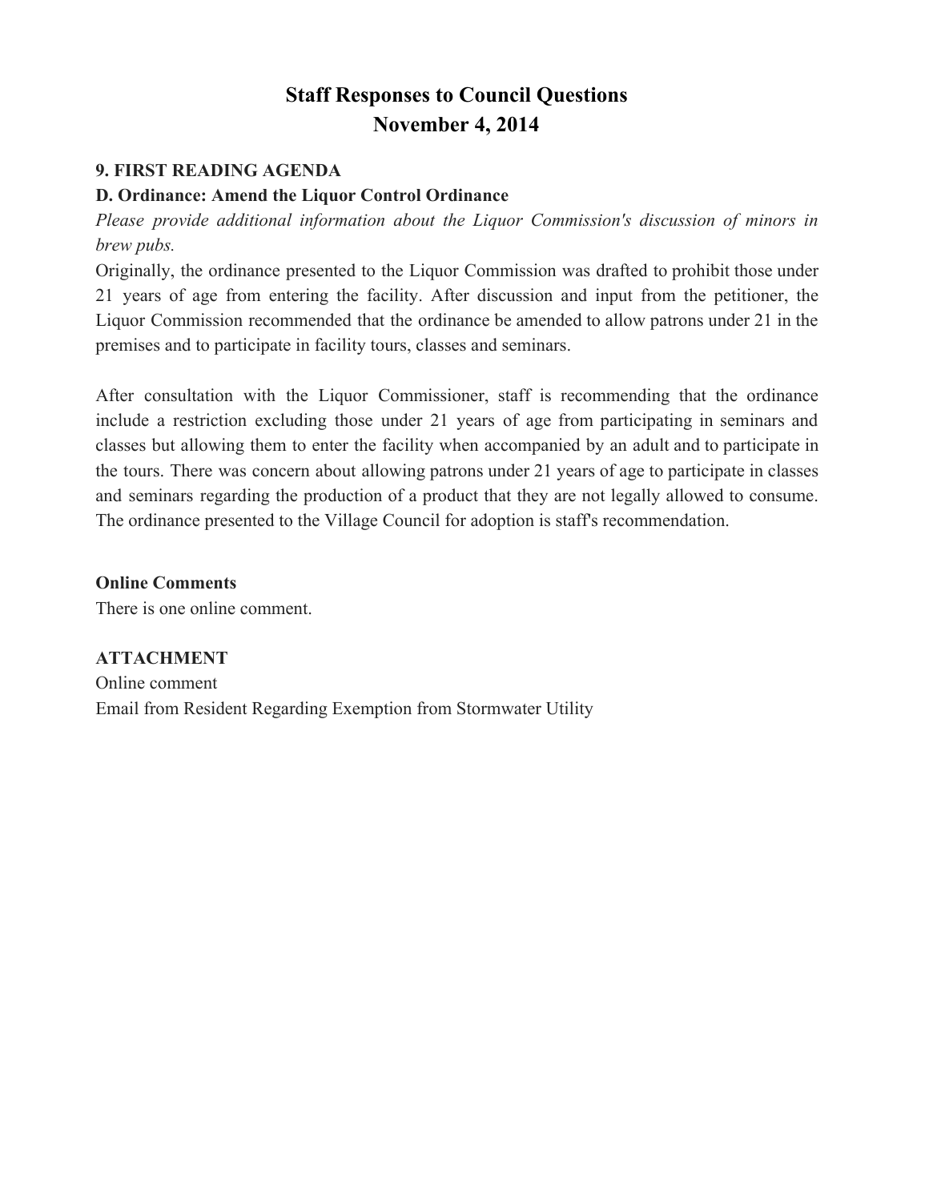# Staff Responses to Council Questions
# November 4, 2014

**9. FIRST READING AGENDA**

**D. Ordinance: Amend the Liquor Control Ordinance**

*Please provide additional information about the Liquor Commission's discussion of minors in brew pubs.*

Originally, the ordinance presented to the Liquor Commission was drafted to prohibit those under 21 years of age from entering the facility. After discussion and input from the petitioner, the Liquor Commission recommended that the ordinance be amended to allow patrons under 21 in the premises and to participate in facility tours, classes and seminars.

After consultation with the Liquor Commissioner, staff is recommending that the ordinance include a restriction excluding those under 21 years of age from participating in seminars and classes but allowing them to enter the facility when accompanied by an adult and to participate in the tours. There was concern about allowing patrons under 21 years of age to participate in classes and seminars regarding the production of a product that they are not legally allowed to consume. The ordinance presented to the Village Council for adoption is staff's recommendation.

**Online Comments**

There is one online comment.

**ATTACHMENT**

Online comment

Email from Resident Regarding Exemption from Stormwater Utility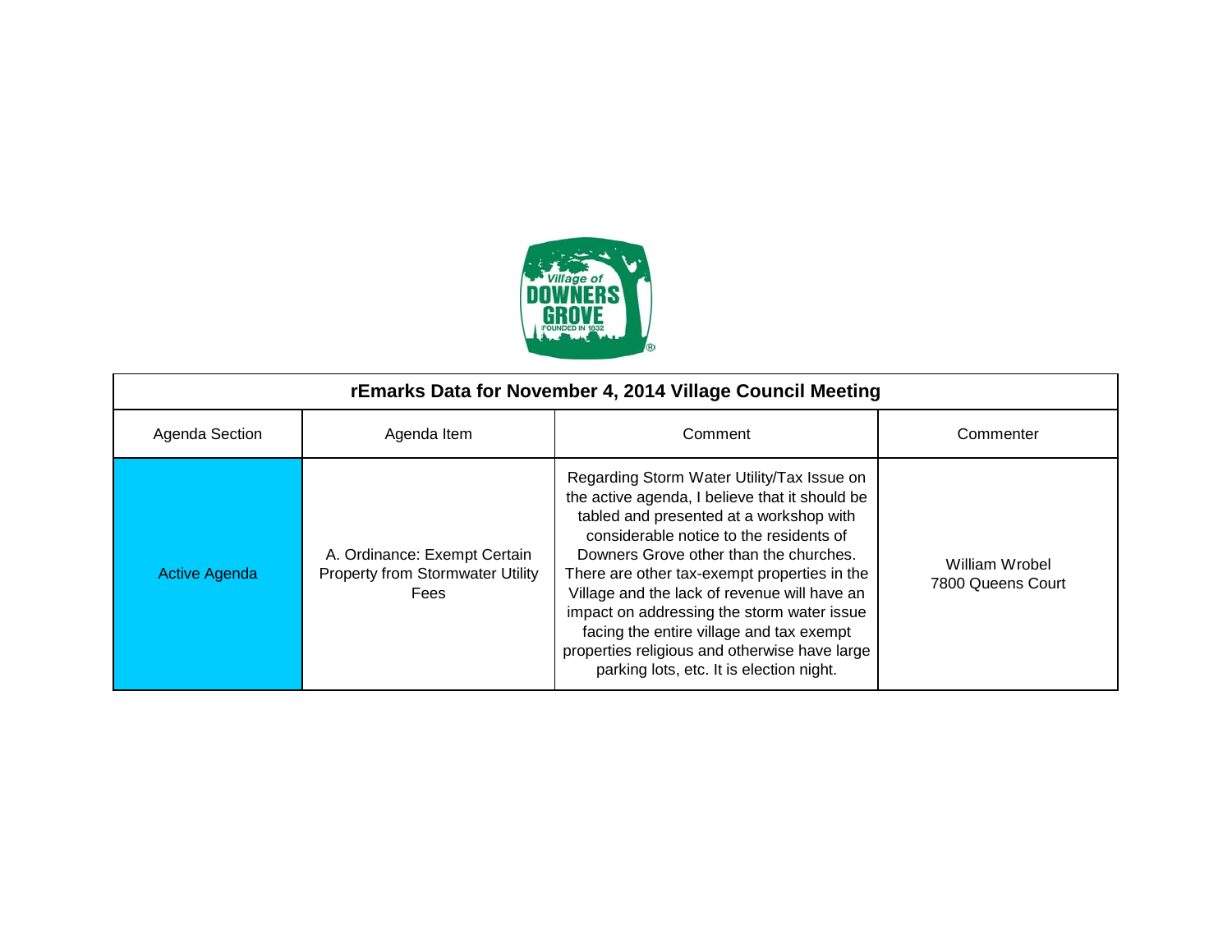| rEmarks Data for November 4, 2014 Village Council Meeting | | | |
|---|---|---|---|
| Agenda Section | Agenda Item | Comment | Commenter |
| Active Agenda | A. Ordinance: Exempt Certain Property from Stormwater Utility Fees | Regarding Storm Water Utility/Tax Issue on the active agenda, I believe that it should be tabled and presented at a workshop with considerable notice to the residents of Downers Grove other than the churches. There are other tax-exempt properties in the Village and the lack of revenue will have an impact on addressing the storm water issue facing the entire village and tax exempt properties religious and otherwise have large parking lots, etc. It is election night. | William Wrobel 7800 Queens Court |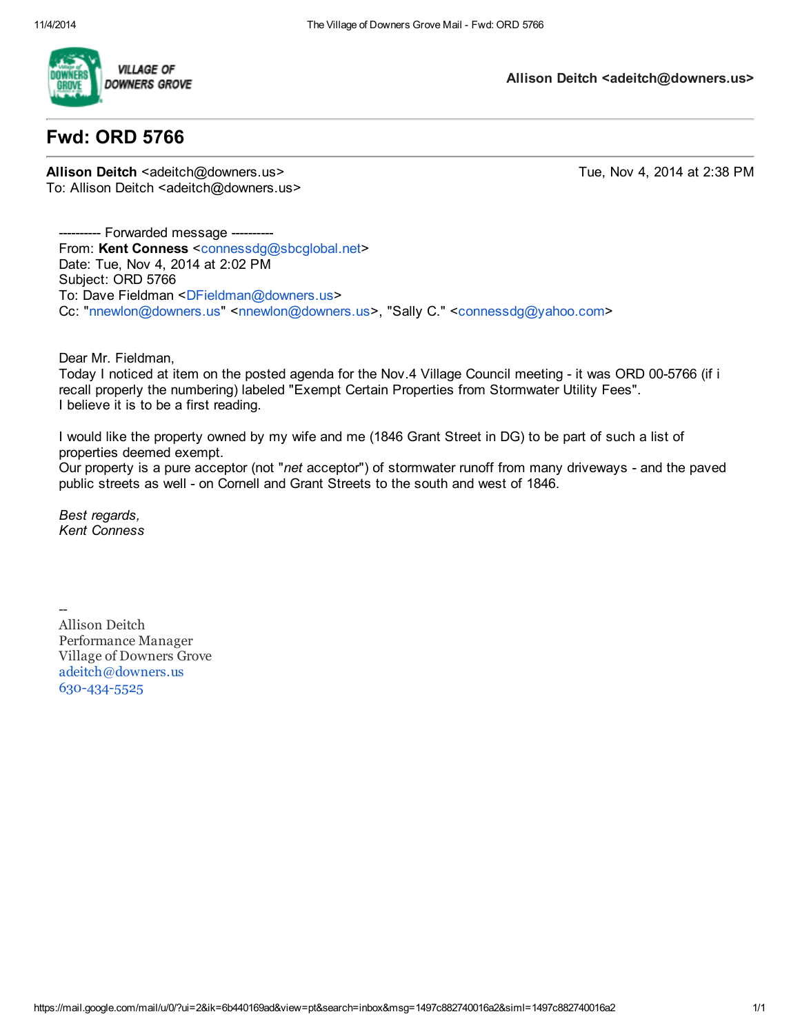VILLAGE OF DOWNERS GROVE

Allison Deitch <adeitch@downers.us>

# Fwd: ORD 5766

**Allison Deitch** <adeitch@downers.us> Tue, Nov 4, 2014 at 2:38 PM
To: Allison Deitch <adeitch@downers.us>

---------- Forwarded message ----------
From: **Kent Conness** <connessdg@sbcglobal.net>
Date: Tue, Nov 4, 2014 at 2:02 PM
Subject: ORD 5766
To: Dave Fieldman <DFieldman@downers.us>
Cc: "nnewlon@downers.us" <nnewlon@downers.us>, "Sally C." <connessdg@yahoo.com>

Dear Mr. Fieldman,
Today I noticed at item on the posted agenda for the Nov.4 Village Council meeting - it was ORD 00-5766 (if i recall properly the numbering) labeled "Exempt Certain Properties from Stormwater Utility Fees".
I believe it is to be a first reading.

I would like the property owned by my wife and me (1846 Grant Street in DG) to be part of such a list of properties deemed exempt.
Our property is a pure acceptor (not "*net* acceptor") of stormwater runoff from many driveways - and the paved public streets as well - on Cornell and Grant Streets to the south and west of 1846.

*Best regards,*
*Kent Conness*

--
Allison Deitch
Performance Manager
Village of Downers Grove
adeitch@downers.us
630-434-5525